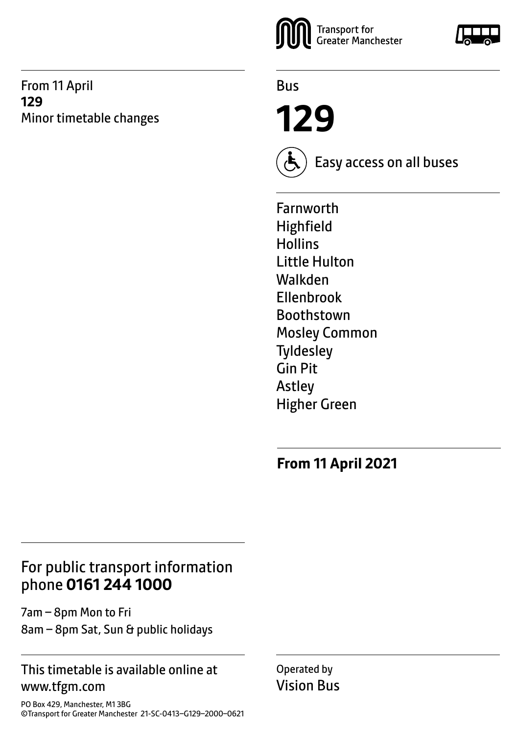From 11 April
**129**
Minor timetable changes

Transport for Greater Manchester

Bus

# 129

Easy access on all buses

Farnworth
Highfield
Hollins
Little Hulton
Walkden
Ellenbrook
Boothstown
Mosley Common
Tyldesley
Gin Pit
Astley
Higher Green

**From 11 April 2021**

## For public transport information phone **0161 244 1000**

7am – 8pm Mon to Fri
8am – 8pm Sat, Sun & public holidays

This timetable is available online at www.tfgm.com

PO Box 429, Manchester, M1 3BG
©Transport for Greater Manchester 21-SC-0413–G129–2000–0621

Operated by
Vision Bus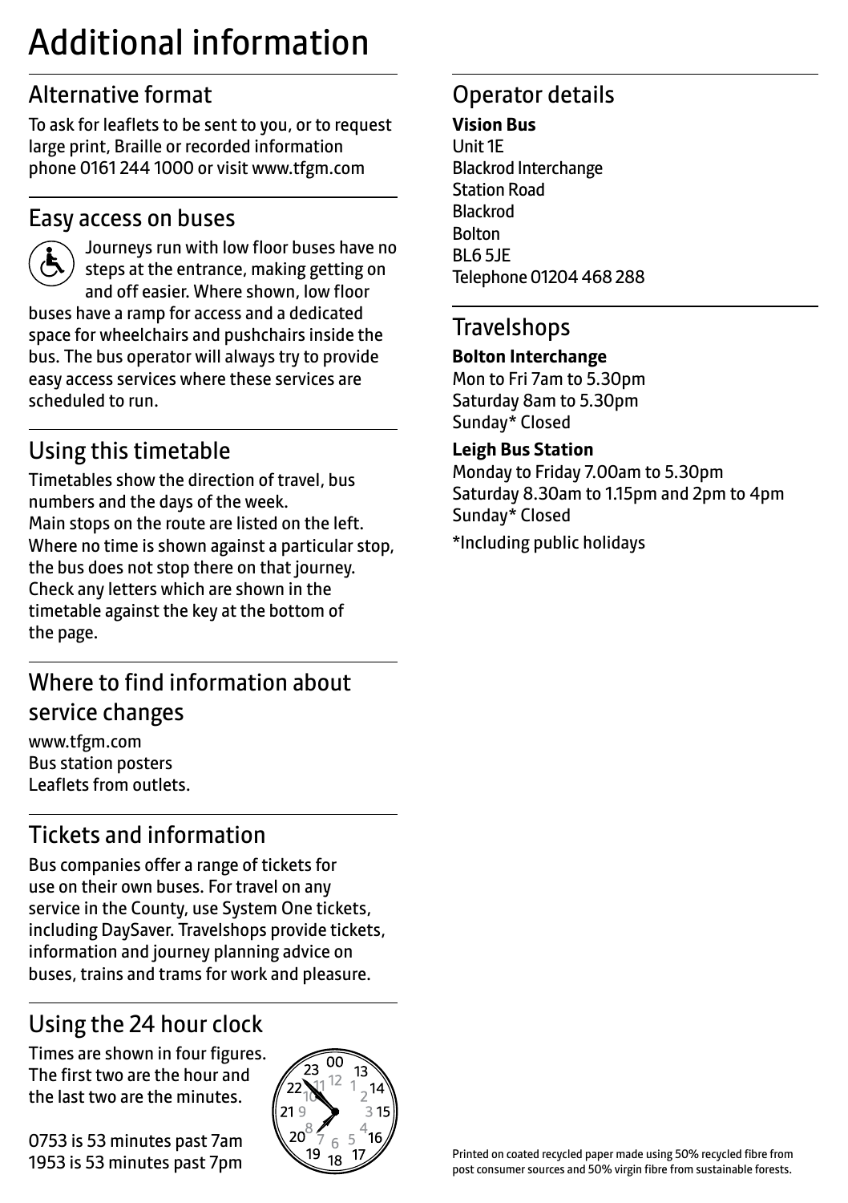# Additional information

## Alternative format

To ask for leaflets to be sent to you, or to request large print, Braille or recorded information phone 0161 244 1000 or visit www.tfgm.com

## Easy access on buses

Journeys run with low floor buses have no steps at the entrance, making getting on and off easier. Where shown, low floor buses have a ramp for access and a dedicated space for wheelchairs and pushchairs inside the bus. The bus operator will always try to provide easy access services where these services are scheduled to run.

## Using this timetable

Timetables show the direction of travel, bus numbers and the days of the week.
Main stops on the route are listed on the left. Where no time is shown against a particular stop, the bus does not stop there on that journey. Check any letters which are shown in the timetable against the key at the bottom of the page.

## Where to find information about service changes

www.tfgm.com
Bus station posters
Leaflets from outlets.

## Tickets and information

Bus companies offer a range of tickets for use on their own buses. For travel on any service in the County, use System One tickets, including DaySaver. Travelshops provide tickets, information and journey planning advice on buses, trains and trams for work and pleasure.

## Using the 24 hour clock

Times are shown in four figures. The first two are the hour and the last two are the minutes.

0753 is 53 minutes past 7am
1953 is 53 minutes past 7pm

## Operator details

**Vision Bus**
Unit 1E
Blackrod Interchange
Station Road
Blackrod
Bolton
BL6 5JE
Telephone 01204 468 288

## Travelshops

**Bolton Interchange**
Mon to Fri 7am to 5.30pm
Saturday 8am to 5.30pm
Sunday* Closed

**Leigh Bus Station**
Monday to Friday 7.00am to 5.30pm
Saturday 8.30am to 1.15pm and 2pm to 4pm
Sunday* Closed

*Including public holidays

Printed on coated recycled paper made using 50% recycled fibre from post consumer sources and 50% virgin fibre from sustainable forests.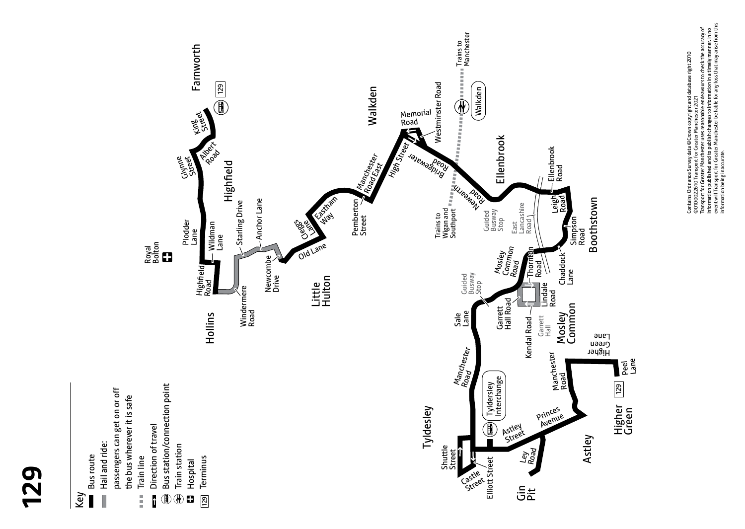# 129

Key

- Bus route
- Hail and ride: passengers can get on or off the bus wherever it is safe
- Train line
- Direction of travel
- Bus station/connection point
- Train station
- Hospital
- 129 Terminus

Farnworth
129
King Street
Albert Road
Glynne Street
Highfield
Plodder Lane
Wildman Lane
Highfield Road
Hollins
Royal Bolton
Windermere Road
Starling Drive
Anchor Lane
Newcombe Drive
Little Hulton
Old Lane
Cleggs Lane
Eastham Way
Manchester Road East
Pemberton Street
High Street
Walkden
Memorial Road
Westminster Road
Trains to Manchester
Walkden
Bridgewater Road
Trains to Wigan and Southport
Newearth Road
Ellenbrook
Guided Busway Stop
East Lancashire Road
Ellenbrook Road
Leigh Road
Simpson Road
Boothstown
Chaddock Lane
Mosley Common Road
Thornton Road
Lindale Road
Guided Busway Stop
Sale Lane
Garrett Hall Road
Kendal Road
Garrett Hall
Mosley Common
Higher Green Lane
Peel Lane
129
Higher Green
Manchester Road
Manchester Road
Tyldesley Interchange
Tyldesley
Princes Avenue
Astley Street
Astley
Ley Road
Shuttle Street
Castle Street
Elliott Street
Gin Pit

Contains Ordnance Survey data ©Crown copyright and database right 2010
©0100022610 Transport for Greater Manchester 2021
Transport for Greater Manchester uses reasonable endeavours to check the accuracy of information published and to publish changes to information in a timely manner. In no event will Transport for Greater Manchester be liable for any loss that may arise from this information being inaccurate.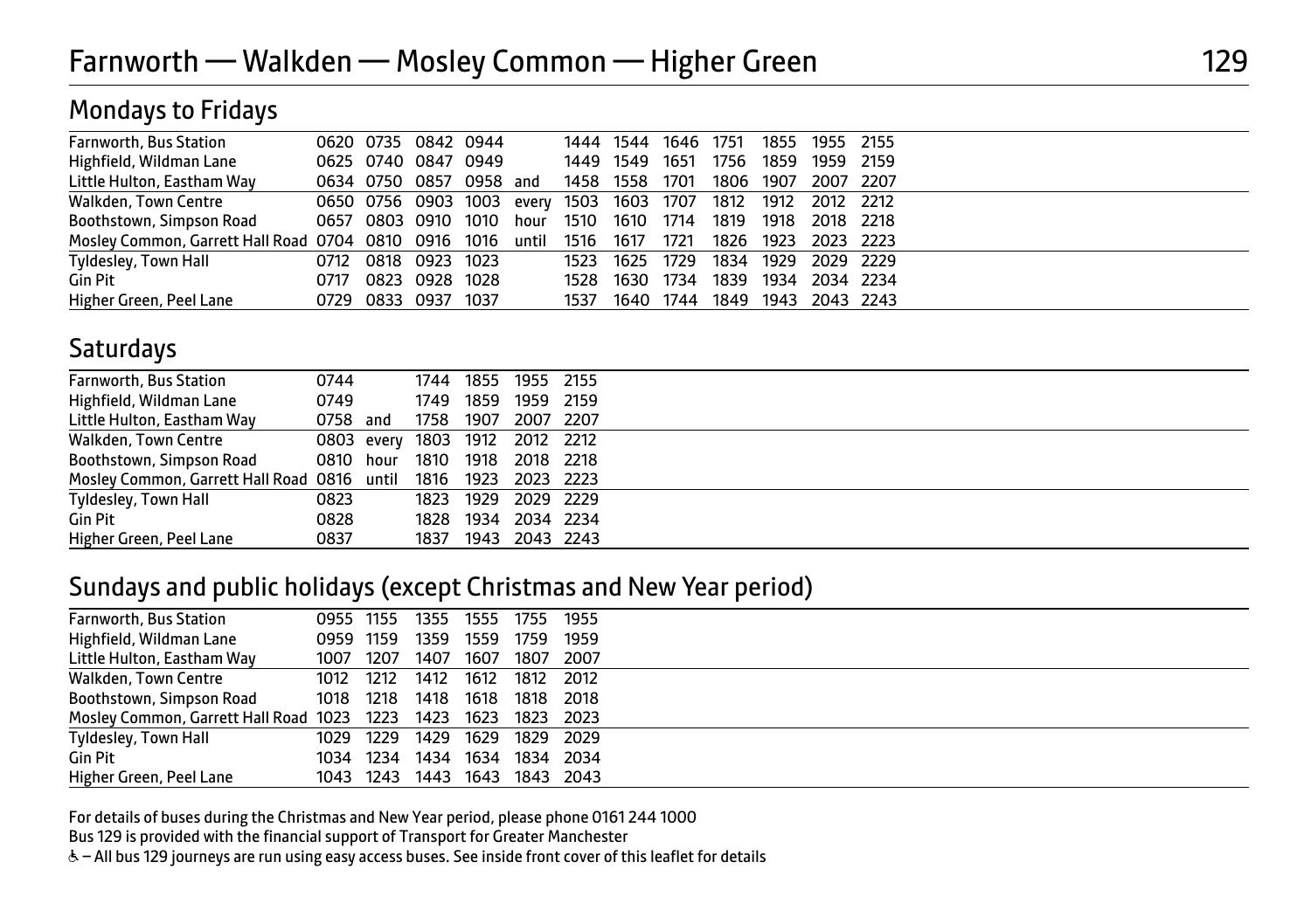# Farnworth — Walkden — Mosley Common — Higher Green

129

## Mondays to Fridays

| | | | | | | | | | | | | |
|---|---|---|---|---|---|---|---|---|---|---|---|---|
| Farnworth, Bus Station | 0620 | 0735 | 0842 | 0944 | | 1444 | 1544 | 1646 | 1751 | 1855 | 1955 | 2155 |
| Highfield, Wildman Lane | 0625 | 0740 | 0847 | 0949 | | 1449 | 1549 | 1651 | 1756 | 1859 | 1959 | 2159 |
| Little Hulton, Eastham Way | 0634 | 0750 | 0857 | 0958 | and | 1458 | 1558 | 1701 | 1806 | 1907 | 2007 | 2207 |
| Walkden, Town Centre | 0650 | 0756 | 0903 | 1003 | every | 1503 | 1603 | 1707 | 1812 | 1912 | 2012 | 2212 |
| Boothstown, Simpson Road | 0657 | 0803 | 0910 | 1010 | hour | 1510 | 1610 | 1714 | 1819 | 1918 | 2018 | 2218 |
| Mosley Common, Garrett Hall Road | 0704 | 0810 | 0916 | 1016 | until | 1516 | 1617 | 1721 | 1826 | 1923 | 2023 | 2223 |
| Tyldesley, Town Hall | 0712 | 0818 | 0923 | 1023 | | 1523 | 1625 | 1729 | 1834 | 1929 | 2029 | 2229 |
| Gin Pit | 0717 | 0823 | 0928 | 1028 | | 1528 | 1630 | 1734 | 1839 | 1934 | 2034 | 2234 |
| Higher Green, Peel Lane | 0729 | 0833 | 0937 | 1037 | | 1537 | 1640 | 1744 | 1849 | 1943 | 2043 | 2243 |

## Saturdays

| | | | | | | |
|---|---|---|---|---|---|---|
| Farnworth, Bus Station | 0744 | | 1744 | 1855 | 1955 | 2155 |
| Highfield, Wildman Lane | 0749 | | 1749 | 1859 | 1959 | 2159 |
| Little Hulton, Eastham Way | 0758 | and | 1758 | 1907 | 2007 | 2207 |
| Walkden, Town Centre | 0803 | every | 1803 | 1912 | 2012 | 2212 |
| Boothstown, Simpson Road | 0810 | hour | 1810 | 1918 | 2018 | 2218 |
| Mosley Common, Garrett Hall Road | 0816 | until | 1816 | 1923 | 2023 | 2223 |
| Tyldesley, Town Hall | 0823 | | 1823 | 1929 | 2029 | 2229 |
| Gin Pit | 0828 | | 1828 | 1934 | 2034 | 2234 |
| Higher Green, Peel Lane | 0837 | | 1837 | 1943 | 2043 | 2243 |

## Sundays and public holidays (except Christmas and New Year period)

| | | | | | | |
|---|---|---|---|---|---|---|
| Farnworth, Bus Station | 0955 | 1155 | 1355 | 1555 | 1755 | 1955 |
| Highfield, Wildman Lane | 0959 | 1159 | 1359 | 1559 | 1759 | 1959 |
| Little Hulton, Eastham Way | 1007 | 1207 | 1407 | 1607 | 1807 | 2007 |
| Walkden, Town Centre | 1012 | 1212 | 1412 | 1612 | 1812 | 2012 |
| Boothstown, Simpson Road | 1018 | 1218 | 1418 | 1618 | 1818 | 2018 |
| Mosley Common, Garrett Hall Road | 1023 | 1223 | 1423 | 1623 | 1823 | 2023 |
| Tyldesley, Town Hall | 1029 | 1229 | 1429 | 1629 | 1829 | 2029 |
| Gin Pit | 1034 | 1234 | 1434 | 1634 | 1834 | 2034 |
| Higher Green, Peel Lane | 1043 | 1243 | 1443 | 1643 | 1843 | 2043 |

For details of buses during the Christmas and New Year period, please phone 0161 244 1000

Bus 129 is provided with the financial support of Transport for Greater Manchester

♿ – All bus 129 journeys are run using easy access buses. See inside front cover of this leaflet for details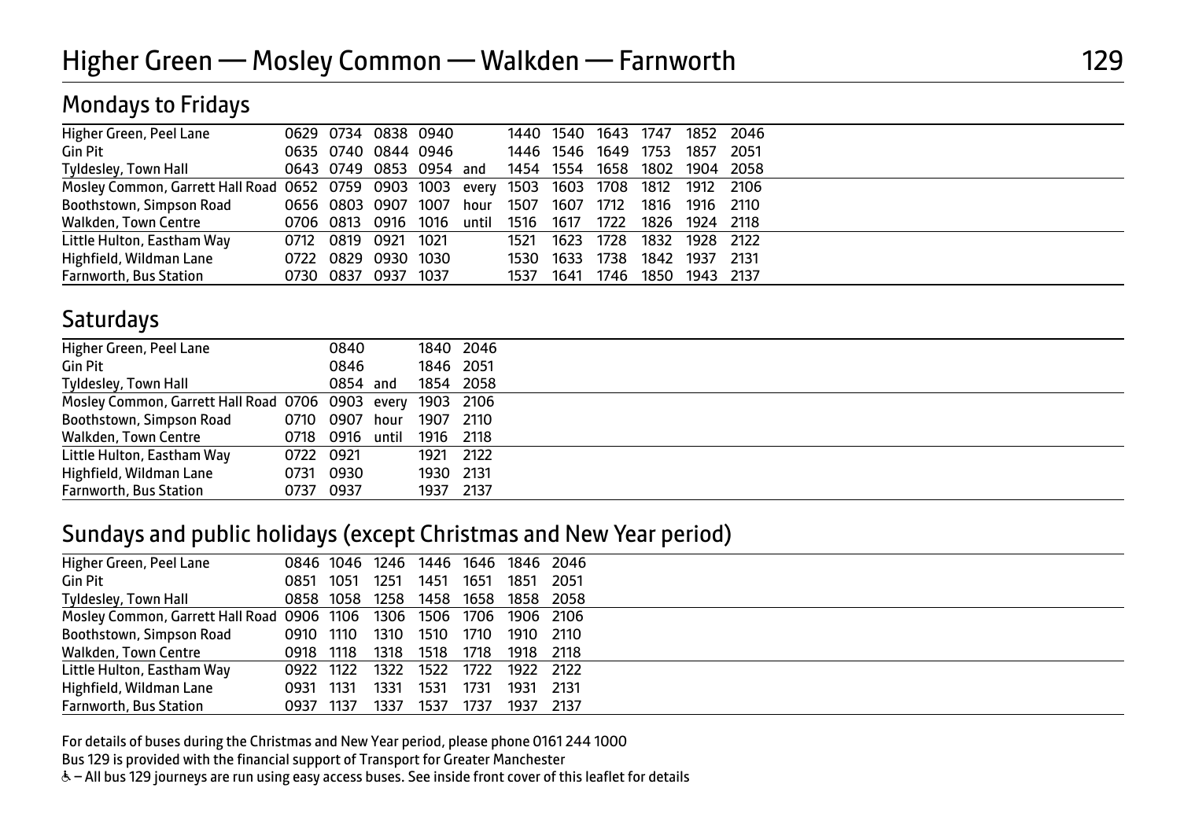# Higher Green — Mosley Common — Walkden — Farnworth

## Mondays to Fridays

| | | | | | | | | | | | |
|---|---|---|---|---|---|---|---|---|---|---|---|
| Higher Green, Peel Lane | 0629 | 0734 | 0838 | 0940 | | 1440 | 1540 | 1643 | 1747 | 1852 | 2046 |
| Gin Pit | 0635 | 0740 | 0844 | 0946 | | 1446 | 1546 | 1649 | 1753 | 1857 | 2051 |
| Tyldesley, Town Hall | 0643 | 0749 | 0853 | 0954 | and | 1454 | 1554 | 1658 | 1802 | 1904 | 2058 |
| Mosley Common, Garrett Hall Road | 0652 | 0759 | 0903 | 1003 | every | 1503 | 1603 | 1708 | 1812 | 1912 | 2106 |
| Boothstown, Simpson Road | 0656 | 0803 | 0907 | 1007 | hour | 1507 | 1607 | 1712 | 1816 | 1916 | 2110 |
| Walkden, Town Centre | 0706 | 0813 | 0916 | 1016 | until | 1516 | 1617 | 1722 | 1826 | 1924 | 2118 |
| Little Hulton, Eastham Way | 0712 | 0819 | 0921 | 1021 | | 1521 | 1623 | 1728 | 1832 | 1928 | 2122 |
| Highfield, Wildman Lane | 0722 | 0829 | 0930 | 1030 | | 1530 | 1633 | 1738 | 1842 | 1937 | 2131 |
| Farnworth, Bus Station | 0730 | 0837 | 0937 | 1037 | | 1537 | 1641 | 1746 | 1850 | 1943 | 2137 |

## Saturdays

| | | | | | |
|---|---|---|---|---|---|
| Higher Green, Peel Lane | | 0840 | | 1840 | 2046 |
| Gin Pit | | 0846 | | 1846 | 2051 |
| Tyldesley, Town Hall | | 0854 | and | 1854 | 2058 |
| Mosley Common, Garrett Hall Road | 0706 | 0903 | every | 1903 | 2106 |
| Boothstown, Simpson Road | 0710 | 0907 | hour | 1907 | 2110 |
| Walkden, Town Centre | 0718 | 0916 | until | 1916 | 2118 |
| Little Hulton, Eastham Way | 0722 | 0921 | | 1921 | 2122 |
| Highfield, Wildman Lane | 0731 | 0930 | | 1930 | 2131 |
| Farnworth, Bus Station | 0737 | 0937 | | 1937 | 2137 |

## Sundays and public holidays (except Christmas and New Year period)

| | | | | | | | |
|---|---|---|---|---|---|---|---|
| Higher Green, Peel Lane | 0846 | 1046 | 1246 | 1446 | 1646 | 1846 | 2046 |
| Gin Pit | 0851 | 1051 | 1251 | 1451 | 1651 | 1851 | 2051 |
| Tyldesley, Town Hall | 0858 | 1058 | 1258 | 1458 | 1658 | 1858 | 2058 |
| Mosley Common, Garrett Hall Road | 0906 | 1106 | 1306 | 1506 | 1706 | 1906 | 2106 |
| Boothstown, Simpson Road | 0910 | 1110 | 1310 | 1510 | 1710 | 1910 | 2110 |
| Walkden, Town Centre | 0918 | 1118 | 1318 | 1518 | 1718 | 1918 | 2118 |
| Little Hulton, Eastham Way | 0922 | 1122 | 1322 | 1522 | 1722 | 1922 | 2122 |
| Highfield, Wildman Lane | 0931 | 1131 | 1331 | 1531 | 1731 | 1931 | 2131 |
| Farnworth, Bus Station | 0937 | 1137 | 1337 | 1537 | 1737 | 1937 | 2137 |

For details of buses during the Christmas and New Year period, please phone 0161 244 1000

Bus 129 is provided with the financial support of Transport for Greater Manchester

♿ – All bus 129 journeys are run using easy access buses. See inside front cover of this leaflet for details